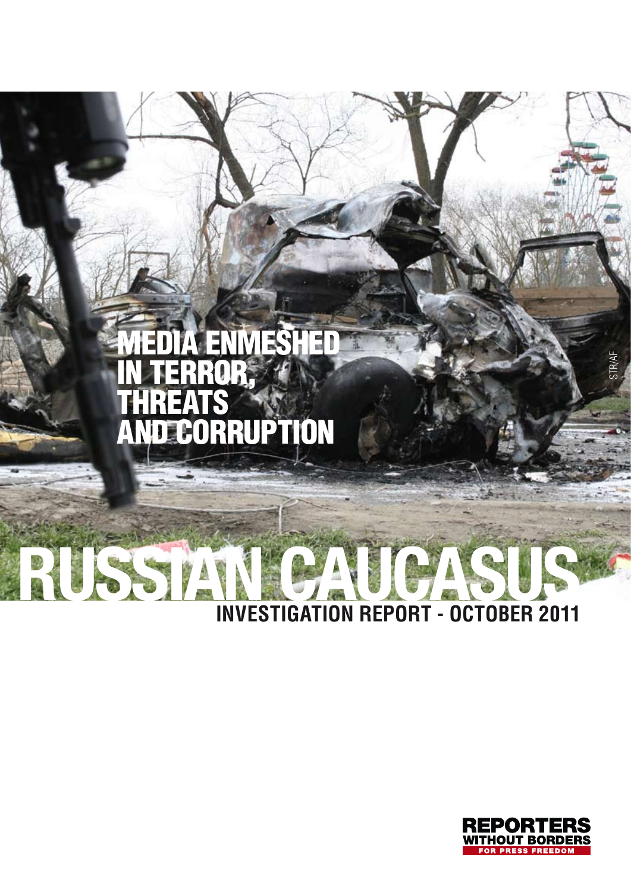# MEDIA ENMESHED IN TERROR, THREATS AND CORRUPTION

# RUSSIAN CAUCASUS

## INVESTIGATION REPORT - OCTOBER 2011

STR/AF

REPORTERS WITHOUT BORDERS
FOR PRESS FREEDOM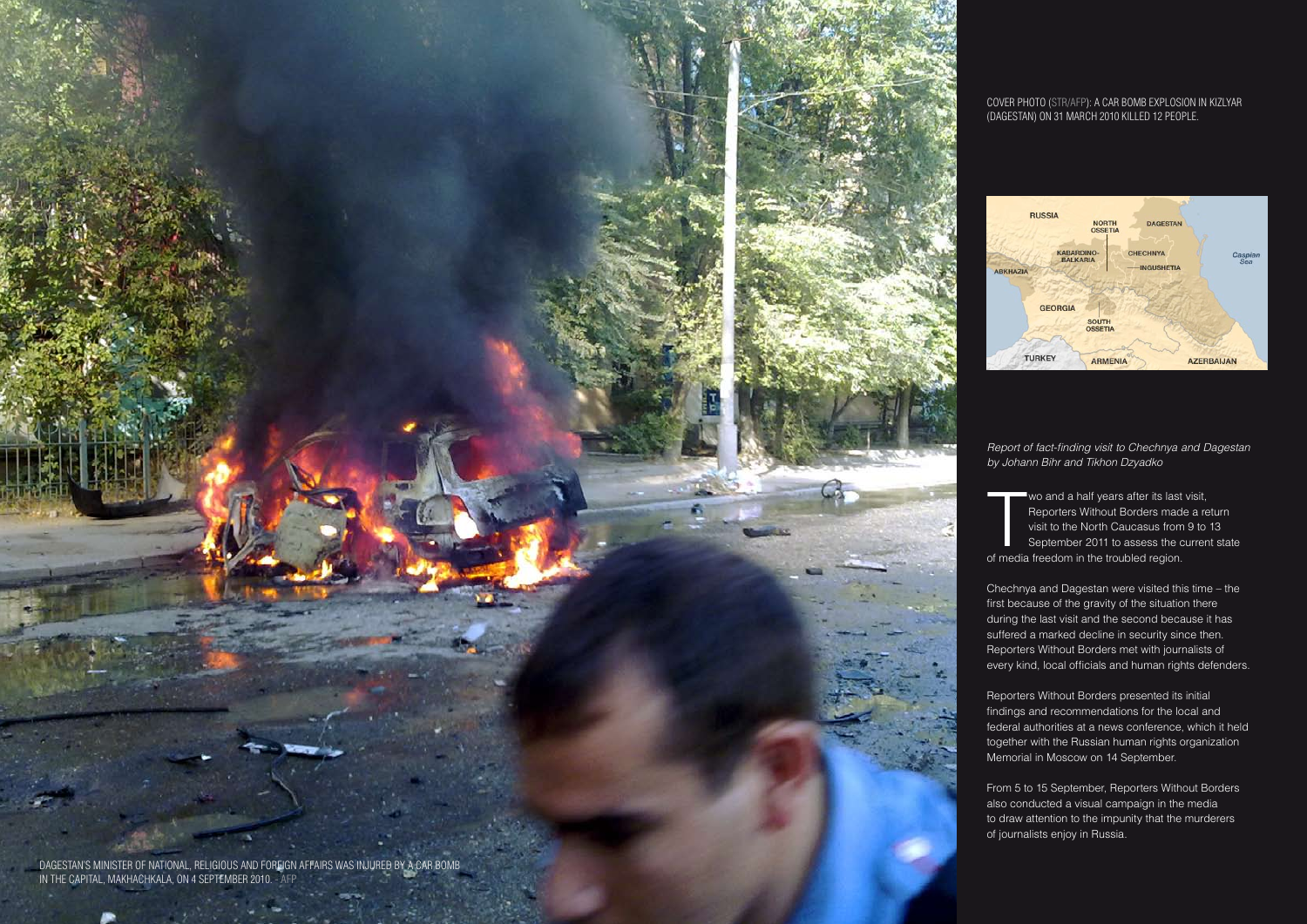DAGESTAN'S MINISTER OF NATIONAL, RELIGIOUS AND FOREIGN AFFAIRS WAS INJURED BY A CAR BOMB IN THE CAPITAL, MAKHACHKALA, ON 4 SEPTEMBER 2010. - AFP

COVER PHOTO (STR/AFP): A CAR BOMB EXPLOSION IN KIZLYAR (DAGESTAN) ON 31 MARCH 2010 KILLED 12 PEOPLE.

*Report of fact-finding visit to Chechnya and Dagestan by Johann Bihr and Tikhon Dzyadko*

Two and a half years after its last visit, Reporters Without Borders made a return visit to the North Caucasus from 9 to 13 September 2011 to assess the current state of media freedom in the troubled region.

Chechnya and Dagestan were visited this time – the first because of the gravity of the situation there during the last visit and the second because it has suffered a marked decline in security since then. Reporters Without Borders met with journalists of every kind, local officials and human rights defenders.

Reporters Without Borders presented its initial findings and recommendations for the local and federal authorities at a news conference, which it held together with the Russian human rights organization Memorial in Moscow on 14 September.

From 5 to 15 September, Reporters Without Borders also conducted a visual campaign in the media to draw attention to the impunity that the murderers of journalists enjoy in Russia.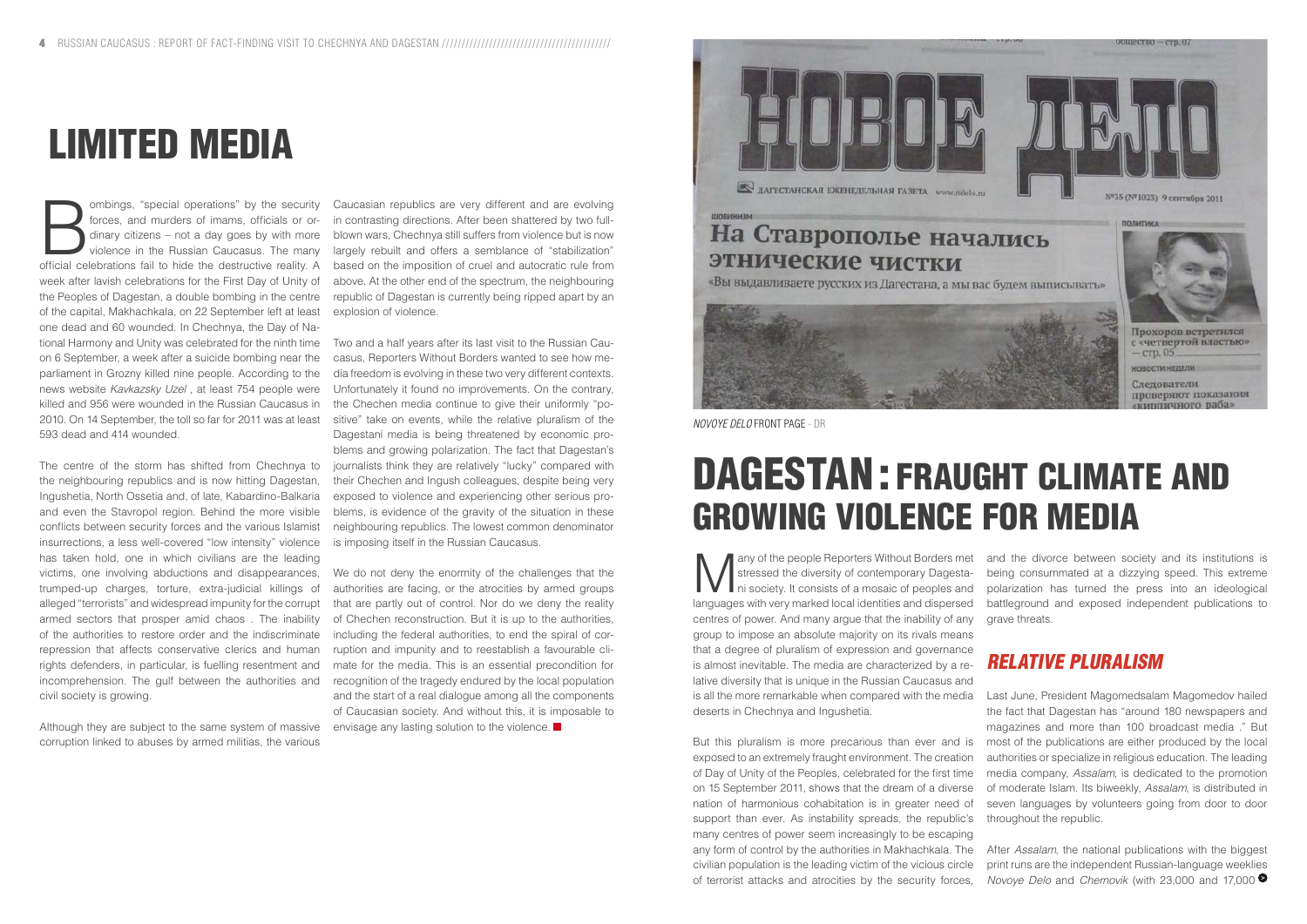# LIMITED MEDIA

Bombings, "special operations" by the security forces, and murders of imams, officials or ordinary citizens – not a day goes by with more violence in the Russian Caucasus. The many official celebrations fail to hide the destructive reality. A week after lavish celebrations for the First Day of Unity of the Peoples of Dagestan, a double bombing in the centre of the capital, Makhachkala, on 22 September left at least one dead and 60 wounded. In Chechnya, the Day of National Harmony and Unity was celebrated for the ninth time on 6 September, a week after a suicide bombing near the parliament in Grozny killed nine people. According to the news website *Kavkazsky Uzel* , at least 754 people were killed and 956 were wounded in the Russian Caucasus in 2010. On 14 September, the toll so far for 2011 was at least 593 dead and 414 wounded.

The centre of the storm has shifted from Chechnya to the neighbouring republics and is now hitting Dagestan, Ingushetia, North Ossetia and, of late, Kabardino-Balkaria and even the Stavropol region. Behind the more visible conflicts between security forces and the various Islamist insurrections, a less well-covered "low intensity" violence has taken hold, one in which civilians are the leading victims, one involving abductions and disappearances, trumped-up charges, torture, extra-judicial killings of alleged "terrorists" and widespread impunity for the corrupt armed sectors that prosper amid chaos . The inability of the authorities to restore order and the indiscriminate repression that affects conservative clerics and human rights defenders, in particular, is fuelling resentment and incomprehension. The gulf between the authorities and civil society is growing.

Although they are subject to the same system of massive corruption linked to abuses by armed militias, the various Caucasian republics are very different and are evolving in contrasting directions. After been shattered by two full-blown wars, Chechnya still suffers from violence but is now largely rebuilt and offers a semblance of "stabilization" based on the imposition of cruel and autocratic rule from above. At the other end of the spectrum, the neighbouring republic of Dagestan is currently being ripped apart by an explosion of violence.

Two and a half years after its last visit to the Russian Caucasus, Reporters Without Borders wanted to see how media freedom is evolving in these two very different contexts. Unfortunately it found no improvements. On the contrary, the Chechen media continue to give their uniformly "positive" take on events, while the relative pluralism of the Dagestani media is being threatened by economic problems and growing polarization. The fact that Dagestan's journalists think they are relatively "lucky" compared with their Chechen and Ingush colleagues, despite being very exposed to violence and experiencing other serious problems, is evidence of the gravity of the situation in these neighbouring republics. The lowest common denominator is imposing itself in the Russian Caucasus.

We do not deny the enormity of the challenges that the authorities are facing, or the atrocities by armed groups that are partly out of control. Nor do we deny the reality of Chechen reconstruction. But it is up to the authorities, including the federal authorities, to end the spiral of corruption and impunity and to reestablish a favourable climate for the media. This is an essential precondition for recognition of the tragedy endured by the local population and the start of a real dialogue among all the components of Caucasian society. And without this, it is imposable to envisage any lasting solution to the violence.

*NOVOYE DELO* FRONT PAGE - DR

# DAGESTAN : FRAUGHT CLIMATE AND GROWING VIOLENCE FOR MEDIA

Many of the people Reporters Without Borders met stressed the diversity of contemporary Dagestani society. It consists of a mosaic of peoples and languages with very marked local identities and dispersed centres of power. And many argue that the inability of any group to impose an absolute majority on its rivals means that a degree of pluralism of expression and governance is almost inevitable. The media are characterized by a relative diversity that is unique in the Russian Caucasus and is all the more remarkable when compared with the media deserts in Chechnya and Ingushetia.

But this pluralism is more precarious than ever and is exposed to an extremely fraught environment. The creation of Day of Unity of the Peoples, celebrated for the first time on 15 September 2011, shows that the dream of a diverse nation of harmonious cohabitation is in greater need of support than ever. As instability spreads, the republic's many centres of power seem increasingly to be escaping any form of control by the authorities in Makhachkala. The civilian population is the leading victim of the vicious circle of terrorist attacks and atrocities by the security forces, and the divorce between society and its institutions is being consummated at a dizzying speed. This extreme polarization has turned the press into an ideological battleground and exposed independent publications to grave threats.

## *RELATIVE PLURALISM*

Last June, President Magomedsalam Magomedov hailed the fact that Dagestan has "around 180 newspapers and magazines and more than 100 broadcast media ." But most of the publications are either produced by the local authorities or specialize in religious education. The leading media company, *Assalam*, is dedicated to the promotion of moderate Islam. Its biweekly, *Assalam*, is distributed in seven languages by volunteers going from door to door throughout the republic.

After *Assalam*, the national publications with the biggest print runs are the independent Russian-language weeklies *Novoye Delo* and *Chernovik* (with 23,000 and 17,000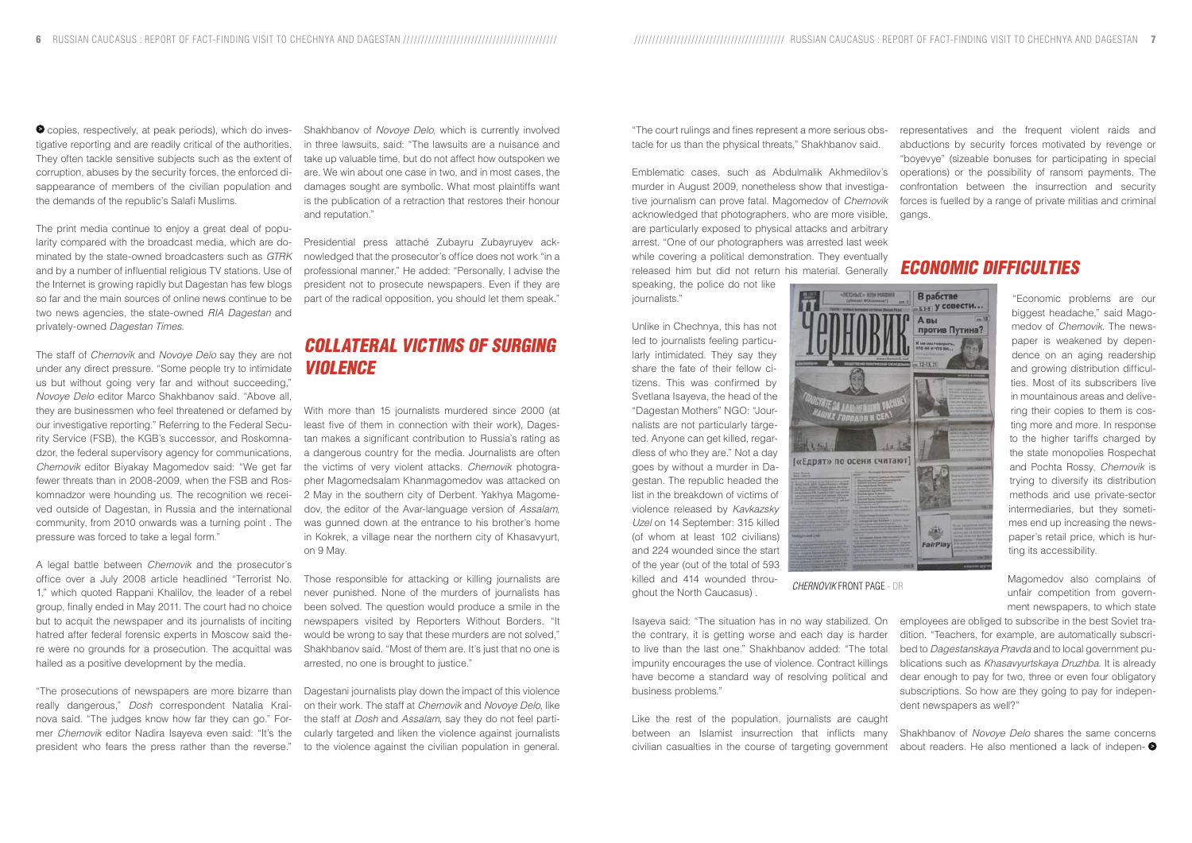copies, respectively, at peak periods), which do investigative reporting and are readily critical of the authorities. They often tackle sensitive subjects such as the extent of corruption, abuses by the security forces, the enforced disappearance of members of the civilian population and the demands of the republic's Salafi Muslims.

The print media continue to enjoy a great deal of popularity compared with the broadcast media, which are dominated by the state-owned broadcasters such as *GTRK* and by a number of influential religious TV stations. Use of the Internet is growing rapidly but Dagestan has few blogs so far and the main sources of online news continue to be two news agencies, the state-owned *RIA Dagestan* and privately-owned *Dagestan Times*.

The staff of *Chernovik* and *Novoye Delo* say they are not under any direct pressure. "Some people try to intimidate us but without going very far and without succeeding," *Novoye Delo* editor Marco Shakhbanov said. "Above all, they are businessmen who feel threatened or defamed by our investigative reporting." Referring to the Federal Security Service (FSB), the KGB's successor, and Roskomnadzor, the federal supervisory agency for communications, *Chernovik* editor Biyakay Magomedov said: "We get far fewer threats than in 2008-2009, when the FSB and Roskomnadzor were hounding us. The recognition we received outside of Dagestan, in Russia and the international community, from 2010 onwards was a turning point . The pressure was forced to take a legal form."

A legal battle between *Chernovik* and the prosecutor's office over a July 2008 article headlined "Terrorist No. 1," which quoted Rappani Khalilov, the leader of a rebel group, finally ended in May 2011. The court had no choice but to acquit the newspaper and its journalists of inciting hatred after federal forensic experts in Moscow said there were no grounds for a prosecution. The acquittal was hailed as a positive development by the media.

"The prosecutions of newspapers are more bizarre than really dangerous," *Dosh* correspondent Natalia Krainova said. "The judges know how far they can go." Former *Chernovik* editor Nadira Isayeva even said: "It's the president who fears the press rather than the reverse." Shakhbanov of *Novoye Delo*, which is currently involved in three lawsuits, said: "The lawsuits are a nuisance and take up valuable time, but do not affect how outspoken we are. We win about one case in two, and in most cases, the damages sought are symbolic. What most plaintiffs want is the publication of a retraction that restores their honour and reputation."

Presidential press attaché Zubayru Zubayruyev acknowledged that the prosecutor's office does not work "in a professional manner." He added: "Personally, I advise the president not to prosecute newspapers. Even if they are part of the radical opposition, you should let them speak."

## COLLATERAL VICTIMS OF SURGING VIOLENCE

With more than 15 journalists murdered since 2000 (at least five of them in connection with their work), Dagestan makes a significant contribution to Russia's rating as a dangerous country for the media. Journalists are often the victims of very violent attacks. *Chernovik* photographer Magomedsalam Khanmagomedov was attacked on 2 May in the southern city of Derbent. Yakhya Magomedov, the editor of the Avar-language version of *Assalam*, was gunned down at the entrance to his brother's home in Kokrek, a village near the northern city of Khasavyurt, on 9 May.

Those responsible for attacking or killing journalists are never punished. None of the murders of journalists has been solved. The question would produce a smile in the newspapers visited by Reporters Without Borders. "It would be wrong to say that these murders are not solved," Shakhbanov said. "Most of them are. It's just that no one is arrested, no one is brought to justice."

Dagestani journalists play down the impact of this violence on their work. The staff at *Chernovik* and *Novoye Delo*, like the staff at *Dosh* and *Assalam*, say they do not feel particularly targeted and liken the violence against journalists to the violence against the civilian population in general.

"The court rulings and fines represent a more serious obstacle for us than the physical threats," Shakhbanov said.

Emblematic cases, such as Abdulmalik Akhmedilov's murder in August 2009, nonetheless show that investigative journalism can prove fatal. Magomedov of *Chernovik* acknowledged that photographers, who are more visible, are particularly exposed to physical attacks and arbitrary arrest. "One of our photographers was arrested last week while covering a political demonstration. They eventually released him but did not return his material. Generally speaking, the police do not like journalists."

Unlike in Chechnya, this has not led to journalists feeling particularly intimidated. They say they share the fate of their fellow citizens. This was confirmed by Svetlana Isayeva, the head of the "Dagestan Mothers" NGO: "Journalists are not particularly targeted. Anyone can get killed, regardless of who they are." Not a day goes by without a murder in Dagestan. The republic headed the list in the breakdown of victims of violence released by *Kavkazsky Uzel* on 14 September: 315 killed (of whom at least 102 civilians) and 224 wounded since the start of the year (out of the total of 593 killed and 414 wounded throughout the North Caucasus) .

*CHERNOVIK* FRONT PAGE - DR

Isayeva said: "The situation has in no way stabilized. On the contrary, it is getting worse and each day is harder to live than the last one." Shakhbanov added: "The total impunity encourages the use of violence. Contract killings have become a standard way of resolving political and business problems."

Like the rest of the population, journalists are caught between an Islamist insurrection that inflicts many civilian casualties in the course of targeting government representatives and the frequent violent raids and abductions by security forces motivated by revenge or "boyevye" (sizeable bonuses for participating in special operations) or the possibility of ransom payments. The confrontation between the insurrection and security forces is fuelled by a range of private militias and criminal gangs.

## ECONOMIC DIFFICULTIES

"Economic problems are our biggest headache," said Magomedov of *Chernovik*. The newspaper is weakened by dependence on an aging readership and growing distribution difficulties. Most of its subscribers live in mountainous areas and delivering their copies to them is costing more and more. In response to the higher tariffs charged by the state monopolies Rospechat and Pochta Rossy, *Chernovik* is trying to diversify its distribution methods and use private-sector intermediaries, but they sometimes end up increasing the newspaper's retail price, which is hurting its accessibility.

Magomedov also complains of unfair competition from government newspapers, to which state employees are obliged to subscribe in the best Soviet tradition. "Teachers, for example, are automatically subscribed to *Dagestanskaya Pravda* and to local government publications such as *Khasavyurtskaya Druzhba*. It is already dear enough to pay for two, three or even four obligatory subscriptions. So how are they going to pay for independent newspapers as well?"

Shakhbanov of *Novoye Delo* shares the same concerns about readers. He also mentioned a lack of indepen-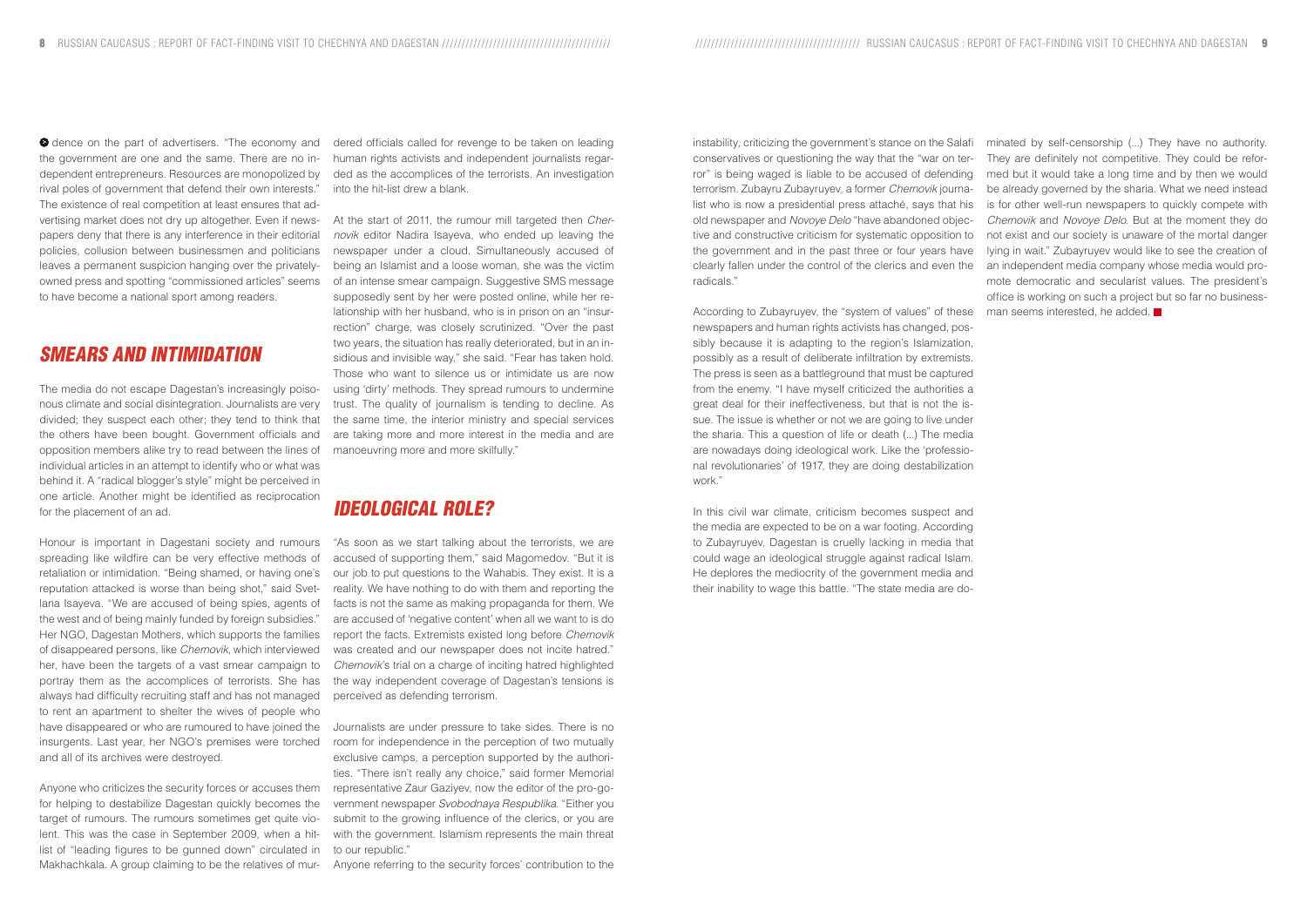dence on the part of advertisers. "The economy and the government are one and the same. There are no independent entrepreneurs. Resources are monopolized by rival poles of government that defend their own interests." The existence of real competition at least ensures that advertising market does not dry up altogether. Even if newspapers deny that there is any interference in their editorial policies, collusion between businessmen and politicians leaves a permanent suspicion hanging over the privately-owned press and spotting "commissioned articles" seems to have become a national sport among readers.

## SMEARS AND INTIMIDATION

The media do not escape Dagestan's increasingly poisonous climate and social disintegration. Journalists are very divided; they suspect each other; they tend to think that the others have been bought. Government officials and opposition members alike try to read between the lines of individual articles in an attempt to identify who or what was behind it. A "radical blogger's style" might be perceived in one article. Another might be identified as reciprocation for the placement of an ad.

Honour is important in Dagestani society and rumours spreading like wildfire can be very effective methods of retaliation or intimidation. "Being shamed, or having one's reputation attacked is worse than being shot," said Svetlana Isayeva. "We are accused of being spies, agents of the west and of being mainly funded by foreign subsidies." Her NGO, Dagestan Mothers, which supports the families of disappeared persons, like *Chernovik*, which interviewed her, have been the targets of a vast smear campaign to portray them as the accomplices of terrorists. She has always had difficulty recruiting staff and has not managed to rent an apartment to shelter the wives of people who have disappeared or who are rumoured to have joined the insurgents. Last year, her NGO's premises were torched and all of its archives were destroyed.

Anyone who criticizes the security forces or accuses them for helping to destabilize Dagestan quickly becomes the target of rumours. The rumours sometimes get quite violent. This was the case in September 2009, when a hit-list of "leading figures to be gunned down" circulated in Makhachkala. A group claiming to be the relatives of murdered officials called for revenge to be taken on leading human rights activists and independent journalists regarded as the accomplices of the terrorists. An investigation into the hit-list drew a blank.

At the start of 2011, the rumour mill targeted then *Chernovik* editor Nadira Isayeva, who ended up leaving the newspaper under a cloud. Simultaneously accused of being an Islamist and a loose woman, she was the victim of an intense smear campaign. Suggestive SMS message supposedly sent by her were posted online, while her relationship with her husband, who is in prison on an "insurrection" charge, was closely scrutinized. "Over the past two years, the situation has really deteriorated, but in an insidious and invisible way," she said. "Fear has taken hold. Those who want to silence us or intimidate us are now using 'dirty' methods. They spread rumours to undermine trust. The quality of journalism is tending to decline. As the same time, the interior ministry and special services are taking more and more interest in the media and are manoeuvring more and more skilfully."

## IDEOLOGICAL ROLE?

"As soon as we start talking about the terrorists, we are accused of supporting them," said Magomedov. "But it is our job to put questions to the Wahabis. They exist. It is a reality. We have nothing to do with them and reporting the facts is not the same as making propaganda for them. We are accused of 'negative content' when all we want to is do report the facts. Extremists existed long before *Chernovik* was created and our newspaper does not incite hatred." *Chernovik*'s trial on a charge of inciting hatred highlighted the way independent coverage of Dagestan's tensions is perceived as defending terrorism.

Journalists are under pressure to take sides. There is no room for independence in the perception of two mutually exclusive camps, a perception supported by the authorities. "There isn't really any choice," said former Memorial representative Zaur Gaziyev, now the editor of the pro-government newspaper *Svobodnaya Respublika*. "Either you submit to the growing influence of the clerics, or you are with the government. Islamism represents the main threat to our republic."

Anyone referring to the security forces' contribution to the instability, criticizing the government's stance on the Salafi conservatives or questioning the way that the "war on terror" is being waged is liable to be accused of defending terrorism. Zubayru Zubayruyev, a former *Chernovik* journalist who is now a presidential press attaché, says that his old newspaper and *Novoye Delo* "have abandoned objective and constructive criticism for systematic opposition to the government and in the past three or four years have clearly fallen under the control of the clerics and even the radicals."

According to Zubayruyev, the "system of values" of these newspapers and human rights activists has changed, possibly because it is adapting to the region's Islamization, possibly as a result of deliberate infiltration by extremists. The press is seen as a battleground that must be captured from the enemy. "I have myself criticized the authorities a great deal for their ineffectiveness, but that is not the issue. The issue is whether or not we are going to live under the sharia. This a question of life or death (...) The media are nowadays doing ideological work. Like the 'professional revolutionaries' of 1917, they are doing destabilization work."

In this civil war climate, criticism becomes suspect and the media are expected to be on a war footing. According to Zubayruyev, Dagestan is cruelly lacking in media that could wage an ideological struggle against radical Islam. He deplores the mediocrity of the government media and their inability to wage this battle. "The state media are dominated by self-censorship (...) They have no authority. They are definitely not competitive. They could be reformed but it would take a long time and by then we would be already governed by the sharia. What we need instead is for other well-run newspapers to quickly compete with *Chernovik* and *Novoye Delo*. But at the moment they do not exist and our society is unaware of the mortal danger lying in wait." Zubayruyev would like to see the creation of an independent media company whose media would promote democratic and secularist values. The president's office is working on such a project but so far no businessman seems interested, he added.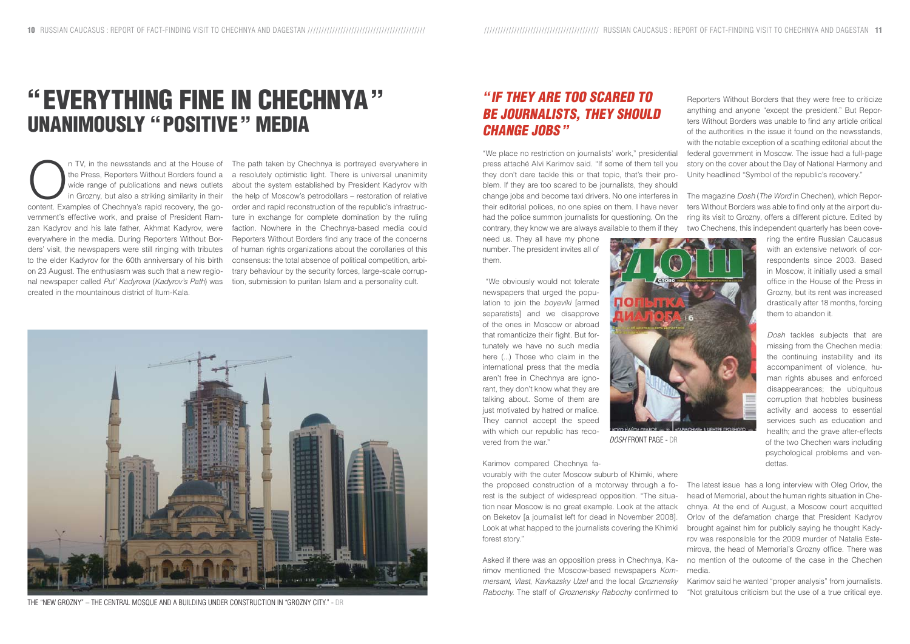# "EVERYTHING FINE IN CHECHNYA" UNANIMOUSLY "POSITIVE" MEDIA

On TV, in the newsstands and at the House of the Press, Reporters Without Borders found a wide range of publications and news outlets in Grozny, but also a striking similarity in their content. Examples of Chechnya's rapid recovery, the government's effective work, and praise of President Ramzan Kadyrov and his late father, Akhmat Kadyrov, were everywhere in the media. During Reporters Without Borders' visit, the newspapers were still ringing with tributes to the elder Kadyrov for the 60th anniversary of his birth on 23 August. The enthusiasm was such that a new regional newspaper called *Put' Kadyrova* (*Kadyrov's Path*) was created in the mountainous district of Itum-Kala.

The path taken by Chechnya is portrayed everywhere in a resolutely optimistic light. There is universal unanimity about the system established by President Kadyrov with the help of Moscow's petrodollars – restoration of relative order and rapid reconstruction of the republic's infrastructure in exchange for complete domination by the ruling faction. Nowhere in the Chechnya-based media could Reporters Without Borders find any trace of the concerns of human rights organizations about the corollaries of this consensus: the total absence of political competition, arbitrary behaviour by the security forces, large-scale corruption, submission to puritan Islam and a personality cult.

THE "NEW GROZNY" – THE CENTRAL MOSQUE AND A BUILDING UNDER CONSTRUCTION IN "GROZNY CITY." - DR

## "IF THEY ARE TOO SCARED TO BE JOURNALISTS, THEY SHOULD CHANGE JOBS"

"We place no restriction on journalists' work," presidential press attaché Alvi Karimov said. "If some of them tell you they don't dare tackle this or that topic, that's their problem. If they are too scared to be journalists, they should change jobs and become taxi drivers. No one interferes in their editorial polices, no one spies on them. I have never had the police summon journalists for questioning. On the contrary, they know we are always available to them if they need us. They all have my phone number. The president invites all of them.

"We obviously would not tolerate newspapers that urged the population to join the *boyeviki* [armed separatists] and we disapprove of the ones in Moscow or abroad that romanticize their fight. But fortunately we have no such media here (...) Those who claim in the international press that the media aren't free in Chechnya are ignorant, they don't know what they are talking about. Some of them are just motivated by hatred or malice. They cannot accept the speed with which our republic has recovered from the war."

Karimov compared Chechnya favourably with the outer Moscow suburb of Khimki, where the proposed construction of a motorway through a forest is the subject of widespread opposition. "The situation near Moscow is no great example. Look at the attack on Beketov [a journalist left for dead in November 2008]. Look at what happed to the journalists covering the Khimki forest story."

Asked if there was an opposition press in Chechnya, Karimov mentioned the Moscow-based newspapers *Kommersant*, *Vlast*, *Kavkazsky Uzel* and the local *Groznensky Rabochy*. The staff of *Groznensky Rabochy* confirmed to Reporters Without Borders that they were free to criticize anything and anyone "except the president." But Reporters Without Borders was unable to find any article critical of the authorities in the issue it found on the newsstands, with the notable exception of a scathing editorial about the federal government in Moscow. The issue had a full-page story on the cover about the Day of National Harmony and Unity headlined "Symbol of the republic's recovery."

The magazine *Dosh* (*The Word* in Chechen), which Reporters Without Borders was able to find only at the airport during its visit to Grozny, offers a different picture. Edited by two Chechens, this independent quarterly has been covering the entire Russian Caucasus with an extensive network of correspondents since 2003. Based in Moscow, it initially used a small office in the House of the Press in Grozny, but its rent was increased drastically after 18 months, forcing them to abandon it.

*DOSH* FRONT PAGE - DR

*Dosh* tackles subjects that are missing from the Chechen media: the continuing instability and its accompaniment of violence, human rights abuses and enforced disappearances; the ubiquitous corruption that hobbles business activity and access to essential services such as education and health; and the grave after-effects of the two Chechen wars including psychological problems and vendettas.

The latest issue has a long interview with Oleg Orlov, the head of Memorial, about the human rights situation in Chechnya. At the end of August, a Moscow court acquitted Orlov of the defamation charge that President Kadyrov brought against him for publicly saying he thought Kadyrov was responsible for the 2009 murder of Natalia Estemirova, the head of Memorial's Grozny office. There was no mention of the outcome of the case in the Chechen media.

Karimov said he wanted "proper analysis" from journalists. "Not gratuitous criticism but the use of a true critical eye.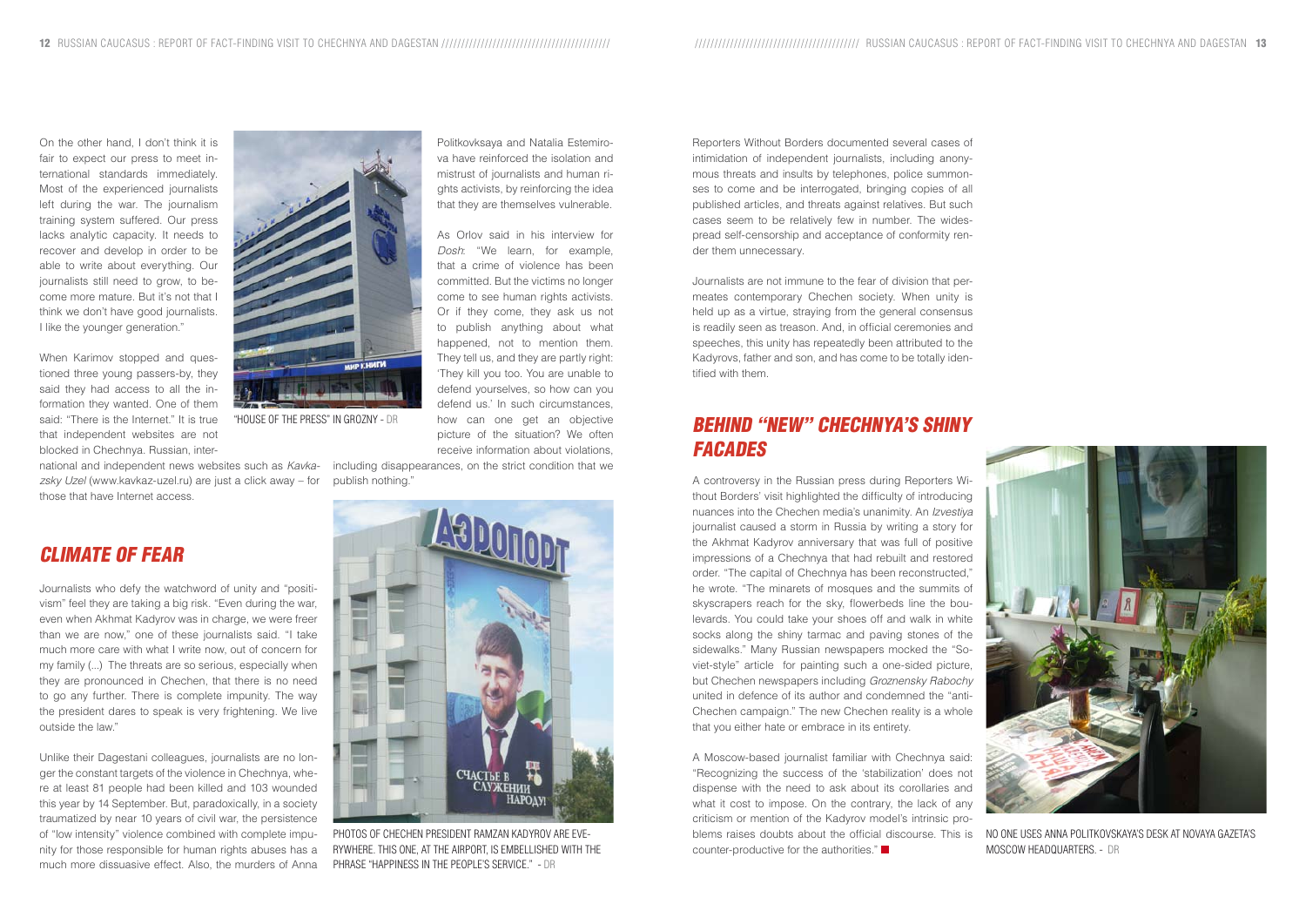On the other hand, I don't think it is fair to expect our press to meet international standards immediately. Most of the experienced journalists left during the war. The journalism training system suffered. Our press lacks analytic capacity. It needs to recover and develop in order to be able to write about everything. Our journalists still need to grow, to become more mature. But it's not that I think we don't have good journalists. I like the younger generation."

When Karimov stopped and questioned three young passers-by, they said they had access to all the information they wanted. One of them said: "There is the Internet." It is true that independent websites are not blocked in Chechnya. Russian, international and independent news websites such as *Kavkazsky Uzel* (www.kavkaz-uzel.ru) are just a click away – for those that have Internet access.

"HOUSE OF THE PRESS" IN GROZNY - DR

## CLIMATE OF FEAR

Journalists who defy the watchword of unity and "positivism" feel they are taking a big risk. "Even during the war, even when Akhmat Kadyrov was in charge, we were freer than we are now," one of these journalists said. "I take much more care with what I write now, out of concern for my family (...) The threats are so serious, especially when they are pronounced in Chechen, that there is no need to go any further. There is complete impunity. The way the president dares to speak is very frightening. We live outside the law."

Unlike their Dagestani colleagues, journalists are no longer the constant targets of the violence in Chechnya, where at least 81 people had been killed and 103 wounded this year by 14 September. But, paradoxically, in a society traumatized by near 10 years of civil war, the persistence of "low intensity" violence combined with complete impunity for those responsible for human rights abuses has a much more dissuasive effect. Also, the murders of Anna Politkovksaya and Natalia Estemirova have reinforced the isolation and mistrust of journalists and human rights activists, by reinforcing the idea that they are themselves vulnerable.

As Orlov said in his interview for *Dosh*: "We learn, for example, that a crime of violence has been committed. But the victims no longer come to see human rights activists. Or if they come, they ask us not to publish anything about what happened, not to mention them. They tell us, and they are partly right: 'They kill you too. You are unable to defend yourselves, so how can you defend us.' In such circumstances, how can one get an objective picture of the situation? We often receive information about violations, including disappearances, on the strict condition that we publish nothing."

PHOTOS OF CHECHEN PRESIDENT RAMZAN KADYROV ARE EVERYWHERE. THIS ONE, AT THE AIRPORT, IS EMBELLISHED WITH THE PHRASE "HAPPINESS IN THE PEOPLE'S SERVICE." - DR

Reporters Without Borders documented several cases of intimidation of independent journalists, including anonymous threats and insults by telephones, police summonses to come and be interrogated, bringing copies of all published articles, and threats against relatives. But such cases seem to be relatively few in number. The widespread self-censorship and acceptance of conformity render them unnecessary.

Journalists are not immune to the fear of division that permeates contemporary Chechen society. When unity is held up as a virtue, straying from the general consensus is readily seen as treason. And, in official ceremonies and speeches, this unity has repeatedly been attributed to the Kadyrovs, father and son, and has come to be totally identified with them.

## BEHIND "NEW" CHECHNYA'S SHINY FACADES

A controversy in the Russian press during Reporters Without Borders' visit highlighted the difficulty of introducing nuances into the Chechen media's unanimity. An *Izvestiya* journalist caused a storm in Russia by writing a story for the Akhmat Kadyrov anniversary that was full of positive impressions of a Chechnya that had rebuilt and restored order. "The capital of Chechnya has been reconstructed," he wrote. "The minarets of mosques and the summits of skyscrapers reach for the sky, flowerbeds line the boulevards. You could take your shoes off and walk in white socks along the shiny tarmac and paving stones of the sidewalks." Many Russian newspapers mocked the "Soviet-style" article for painting such a one-sided picture, but Chechen newspapers including *Groznensky Rabochy* united in defence of its author and condemned the "anti-Chechen campaign." The new Chechen reality is a whole that you either hate or embrace in its entirety.

A Moscow-based journalist familiar with Chechnya said: "Recognizing the success of the 'stabilization' does not dispense with the need to ask about its corollaries and what it cost to impose. On the contrary, the lack of any criticism or mention of the Kadyrov model's intrinsic problems raises doubts about the official discourse. This is counter-productive for the authorities."

NO ONE USES ANNA POLITKOVSKAYA'S DESK AT NOVAYA GAZETA'S MOSCOW HEADQUARTERS. - DR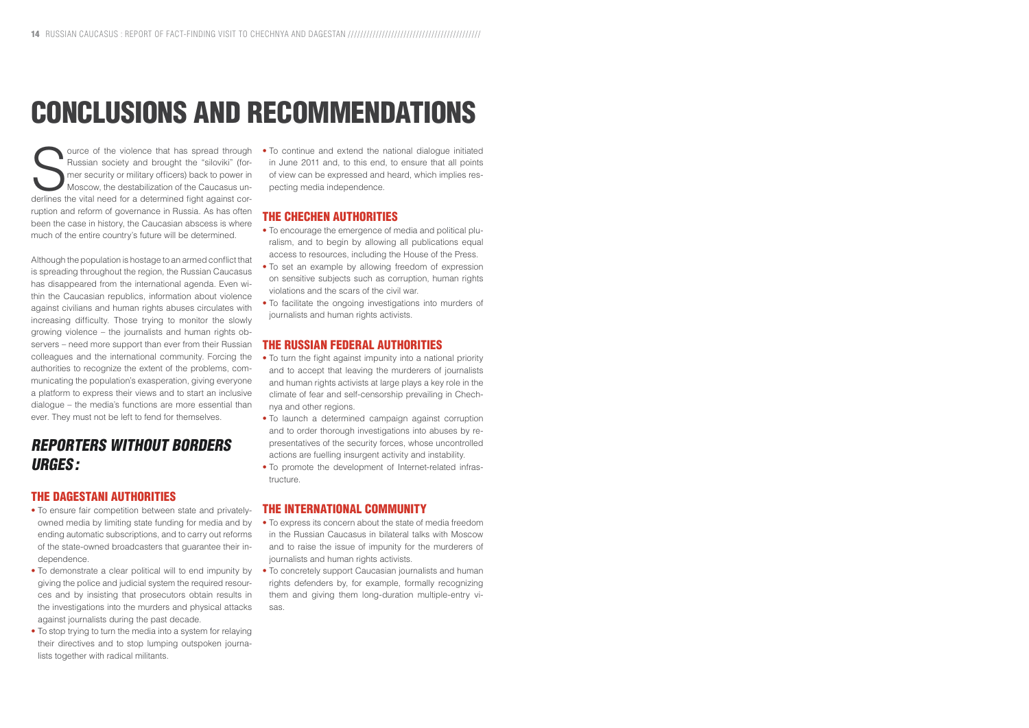# CONCLUSIONS AND RECOMMENDATIONS

Source of the violence that has spread through Russian society and brought the "siloviki" (former security or military officers) back to power in Moscow, the destabilization of the Caucasus underlines the vital need for a determined fight against corruption and reform of governance in Russia. As has often been the case in history, the Caucasian abscess is where much of the entire country's future will be determined.

Although the population is hostage to an armed conflict that is spreading throughout the region, the Russian Caucasus has disappeared from the international agenda. Even within the Caucasian republics, information about violence against civilians and human rights abuses circulates with increasing difficulty. Those trying to monitor the slowly growing violence – the journalists and human rights observers – need more support than ever from their Russian colleagues and the international community. Forcing the authorities to recognize the extent of the problems, communicating the population's exasperation, giving everyone a platform to express their views and to start an inclusive dialogue – the media's functions are more essential than ever. They must not be left to fend for themselves.

## *REPORTERS WITHOUT BORDERS URGES :*

### THE DAGESTANI AUTHORITIES

- To ensure fair competition between state and privately-owned media by limiting state funding for media and by ending automatic subscriptions, and to carry out reforms of the state-owned broadcasters that guarantee their independence.
- To demonstrate a clear political will to end impunity by giving the police and judicial system the required resources and by insisting that prosecutors obtain results in the investigations into the murders and physical attacks against journalists during the past decade.
- To stop trying to turn the media into a system for relaying their directives and to stop lumping outspoken journalists together with radical militants.
- To continue and extend the national dialogue initiated in June 2011 and, to this end, to ensure that all points of view can be expressed and heard, which implies respecting media independence.

### THE CHECHEN AUTHORITIES

- To encourage the emergence of media and political pluralism, and to begin by allowing all publications equal access to resources, including the House of the Press.
- To set an example by allowing freedom of expression on sensitive subjects such as corruption, human rights violations and the scars of the civil war.
- To facilitate the ongoing investigations into murders of journalists and human rights activists.

### THE RUSSIAN FEDERAL AUTHORITIES

- To turn the fight against impunity into a national priority and to accept that leaving the murderers of journalists and human rights activists at large plays a key role in the climate of fear and self-censorship prevailing in Chechnya and other regions.
- To launch a determined campaign against corruption and to order thorough investigations into abuses by representatives of the security forces, whose uncontrolled actions are fuelling insurgent activity and instability.
- To promote the development of Internet-related infrastructure.

### THE INTERNATIONAL COMMUNITY

- To express its concern about the state of media freedom in the Russian Caucasus in bilateral talks with Moscow and to raise the issue of impunity for the murderers of journalists and human rights activists.
- To concretely support Caucasian journalists and human rights defenders by, for example, formally recognizing them and giving them long-duration multiple-entry visas.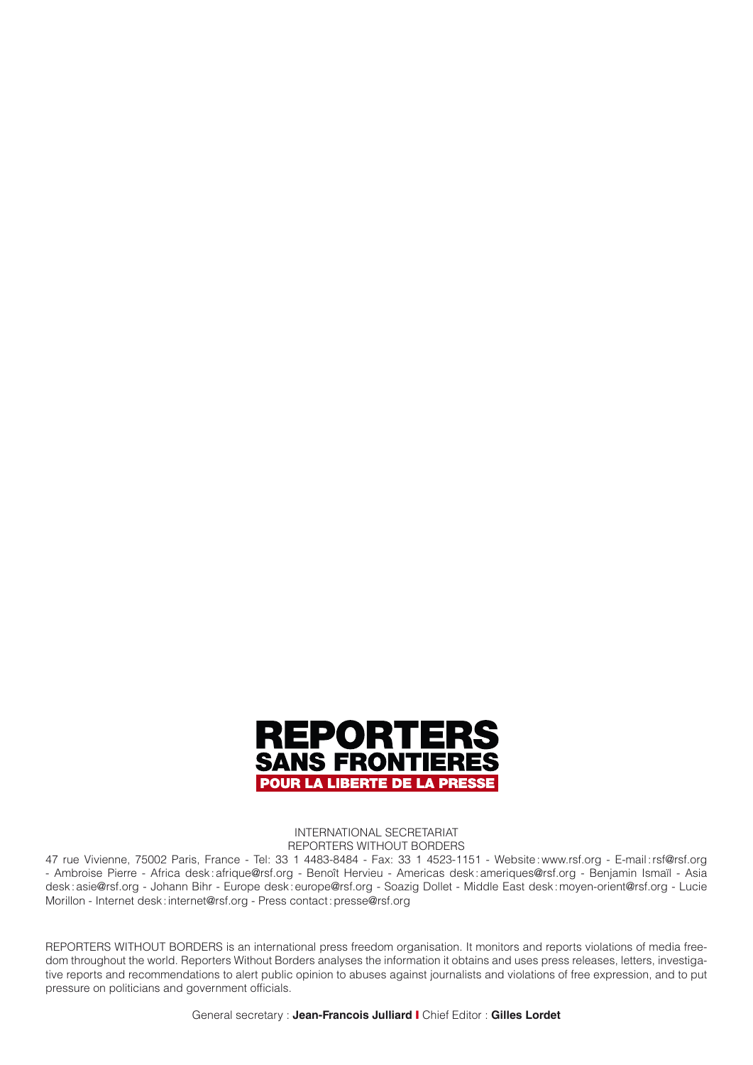REPORTERS
SANS FRONTIERES
POUR LA LIBERTE DE LA PRESSE

INTERNATIONAL SECRETARIAT
REPORTERS WITHOUT BORDERS

47 rue Vivienne, 75002 Paris, France - Tel: 33 1 4483-8484 - Fax: 33 1 4523-1151 - Website: www.rsf.org - E-mail: rsf@rsf.org - Ambroise Pierre - Africa desk: afrique@rsf.org - Benoît Hervieu - Americas desk: ameriques@rsf.org - Benjamin Ismaïl - Asia desk: asie@rsf.org - Johann Bihr - Europe desk: europe@rsf.org - Soazig Dollet - Middle East desk: moyen-orient@rsf.org - Lucie Morillon - Internet desk: internet@rsf.org - Press contact: presse@rsf.org

REPORTERS WITHOUT BORDERS is an international press freedom organisation. It monitors and reports violations of media freedom throughout the world. Reporters Without Borders analyses the information it obtains and uses press releases, letters, investigative reports and recommendations to alert public opinion to abuses against journalists and violations of free expression, and to put pressure on politicians and government officials.

General secretary : **Jean-Francois Julliard** | Chief Editor : **Gilles Lordet**